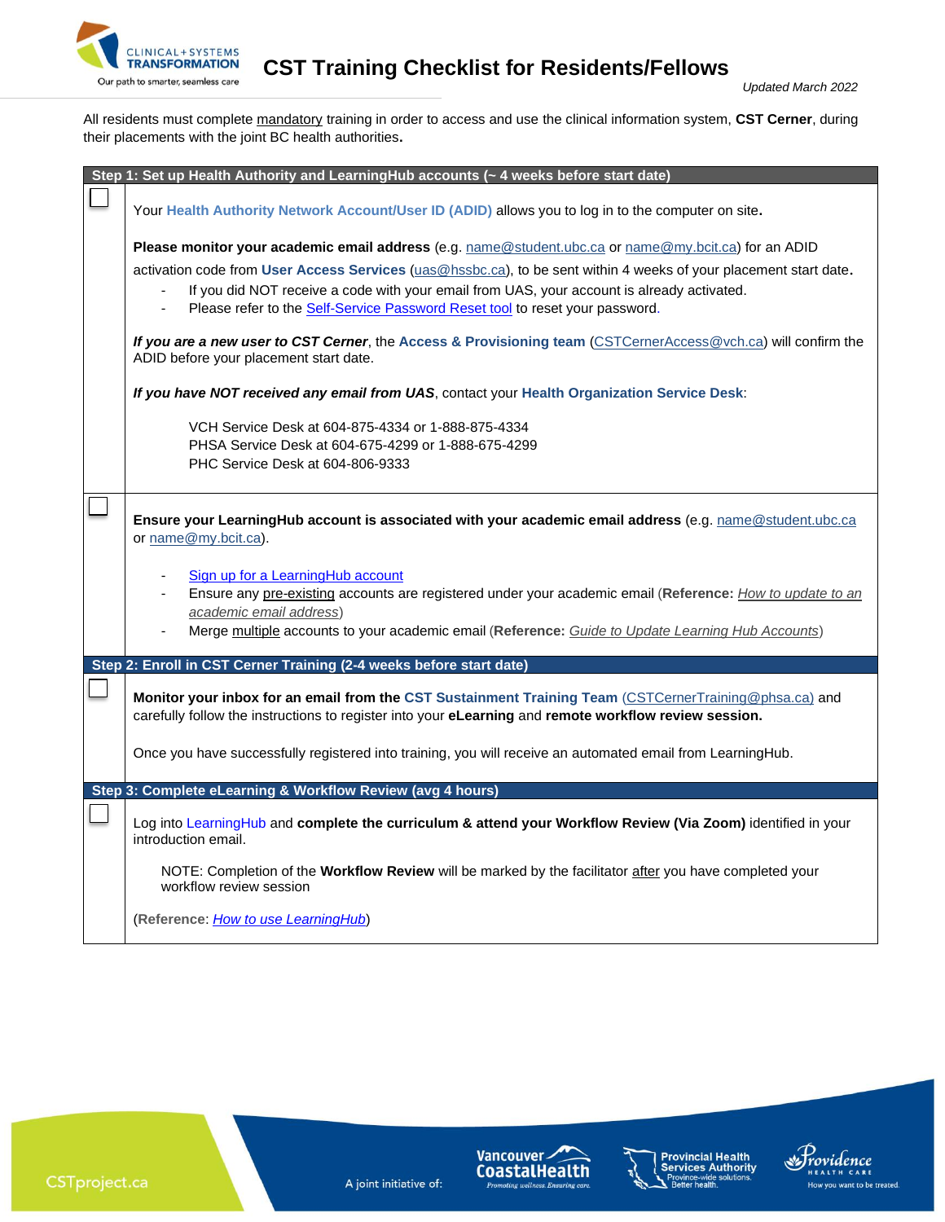# CST Training Checklist for Residents/Fellows

*Updated March 2022*

All residents must complete mandatory training in order to access and use the clinical information system, **CST Cerner**, during their placements with the joint BC health authorities.

## Step 1: Set up Health Authority and LearningHub accounts (~ 4 weeks before start date)

☐ Your **Health Authority Network Account/User ID (ADID)** allows you to log in to the computer on site.

**Please monitor your academic email address** (e.g. name@student.ubc.ca or name@my.bcit.ca) for an ADID activation code from **User Access Services** (uas@hssbc.ca), to be sent within 4 weeks of your placement start date.

- If you did NOT receive a code with your email from UAS, your account is already activated.
- Please refer to the Self-Service Password Reset tool to reset your password.

***If you are a new user to CST Cerner***, the **Access & Provisioning team** (CSTCernerAccess@vch.ca) will confirm the ADID before your placement start date.

***If you have NOT received any email from UAS***, contact your **Health Organization Service Desk**:

VCH Service Desk at 604-875-4334 or 1-888-875-4334
PHSA Service Desk at 604-675-4299 or 1-888-675-4299
PHC Service Desk at 604-806-9333

☐ **Ensure your LearningHub account is associated with your academic email address** (e.g. name@student.ubc.ca or name@my.bcit.ca).

- Sign up for a LearningHub account
- Ensure any pre-existing accounts are registered under your academic email (**Reference:** *How to update to an academic email address*)
- Merge multiple accounts to your academic email (**Reference:** *Guide to Update Learning Hub Accounts*)

## Step 2: Enroll in CST Cerner Training (2-4 weeks before start date)

☐ **Monitor your inbox for an email from the CST Sustainment Training Team** (CSTCernerTraining@phsa.ca) and carefully follow the instructions to register into your **eLearning** and **remote workflow review session.**

Once you have successfully registered into training, you will receive an automated email from LearningHub.

## Step 3: Complete eLearning & Workflow Review (avg 4 hours)

☐ Log into LearningHub and **complete the curriculum & attend your Workflow Review (Via Zoom)** identified in your introduction email.

NOTE: Completion of the **Workflow Review** will be marked by the facilitator after you have completed your workflow review session

(**Reference**: *How to use LearningHub*)

CSTproject.ca

A joint initiative of: Vancouver CoastalHealth, Provincial Health Services Authority, Providence Health Care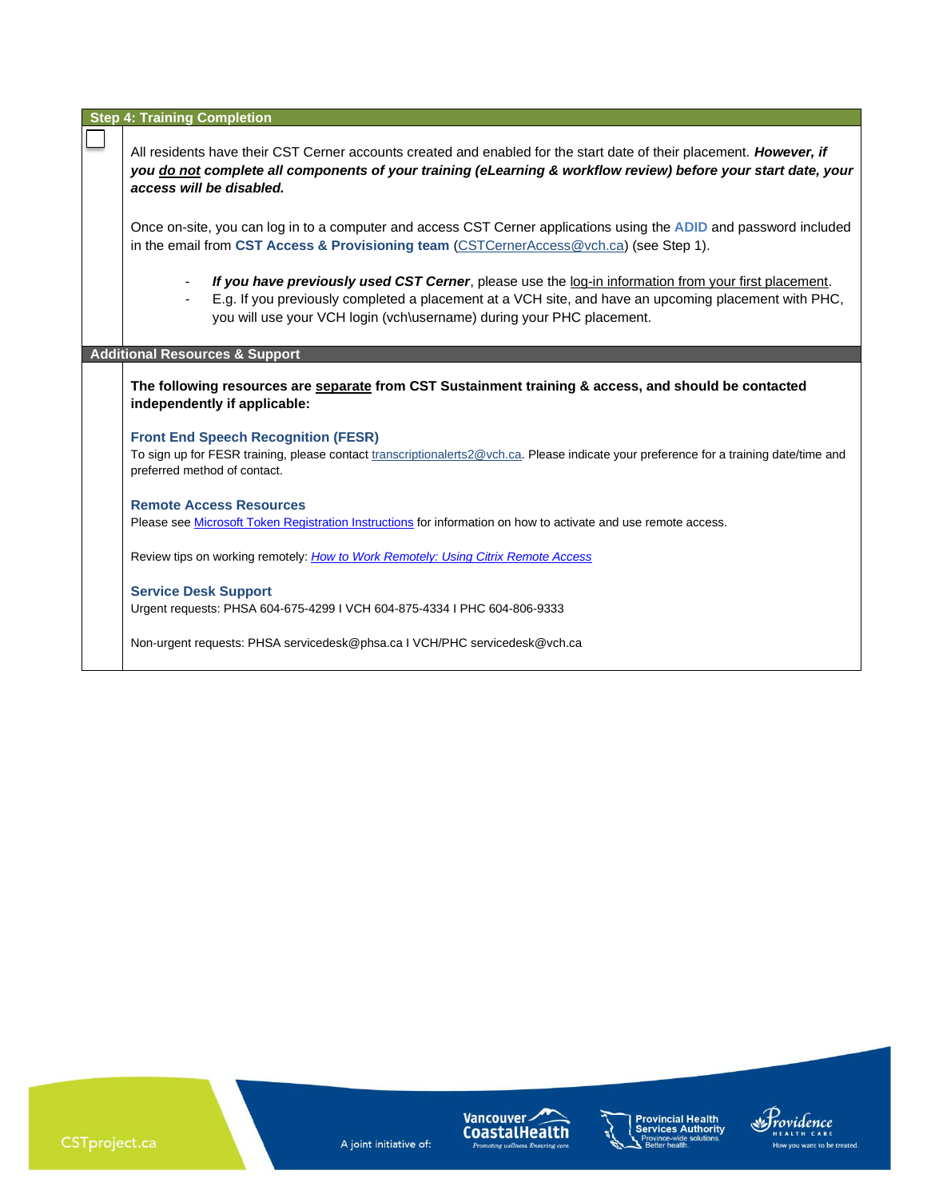## Step 4: Training Completion

☐

All residents have their CST Cerner accounts created and enabled for the start date of their placement. ***However, if you do not complete all components of your training (eLearning & workflow review) before your start date, your access will be disabled.***

Once on-site, you can log in to a computer and access CST Cerner applications using the **ADID** and password included in the email from **CST Access & Provisioning team** (CSTCernerAccess@vch.ca) (see Step 1).

- ***If you have previously used CST Cerner***, please use the log-in information from your first placement.
- E.g. If you previously completed a placement at a VCH site, and have an upcoming placement with PHC, you will use your VCH login (vch\username) during your PHC placement.

## Additional Resources & Support

**The following resources are separate from CST Sustainment training & access, and should be contacted independently if applicable:**

### Front End Speech Recognition (FESR)

To sign up for FESR training, please contact transcriptionalerts2@vch.ca. Please indicate your preference for a training date/time and preferred method of contact.

### Remote Access Resources

Please see Microsoft Token Registration Instructions for information on how to activate and use remote access.

Review tips on working remotely: *How to Work Remotely: Using Citrix Remote Access*

### Service Desk Support

Urgent requests: PHSA 604-675-4299 I VCH 604-875-4334 I PHC 604-806-9333

Non-urgent requests: PHSA servicedesk@phsa.ca I VCH/PHC servicedesk@vch.ca